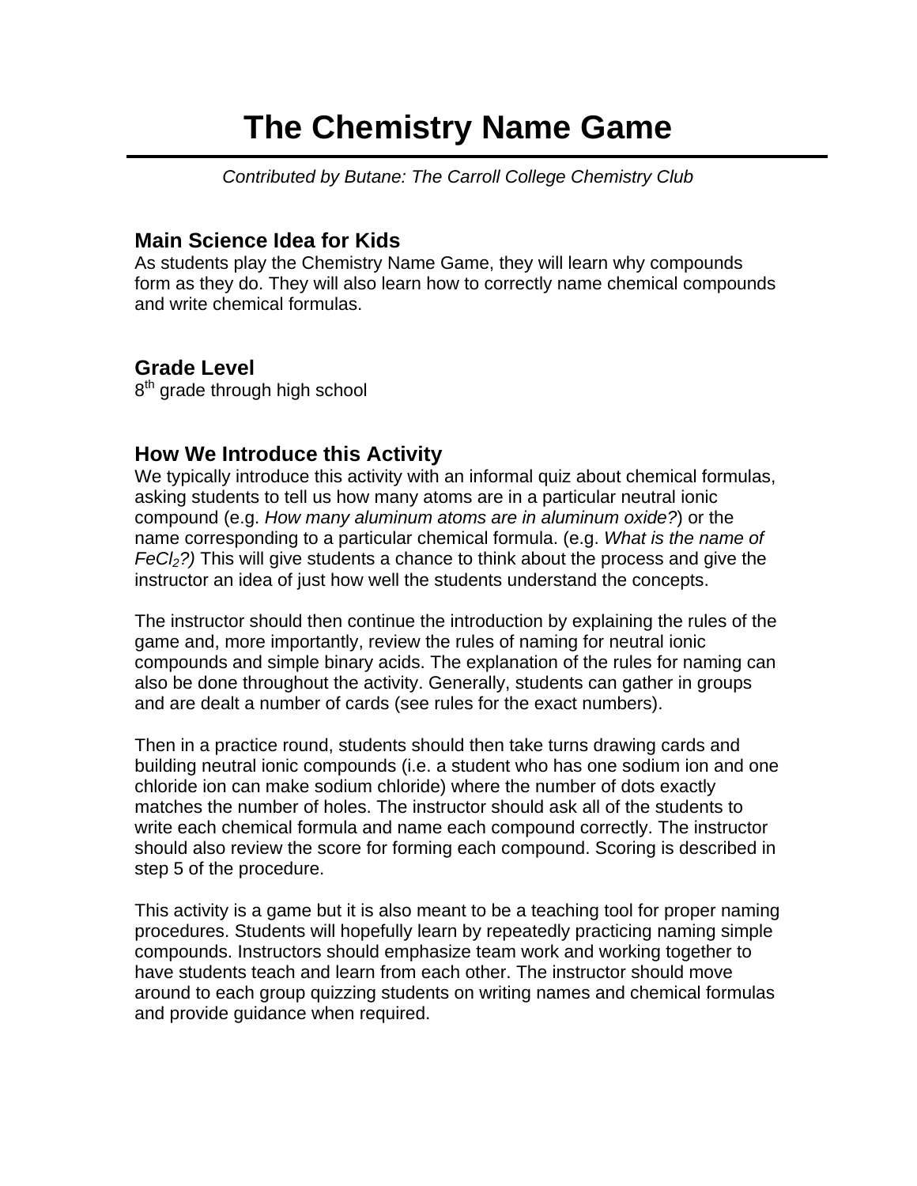# The Chemistry Name Game

*Contributed by Butane: The Carroll College Chemistry Club*

## Main Science Idea for Kids

As students play the Chemistry Name Game, they will learn why compounds form as they do. They will also learn how to correctly name chemical compounds and write chemical formulas.

## Grade Level

8th grade through high school

## How We Introduce this Activity

We typically introduce this activity with an informal quiz about chemical formulas, asking students to tell us how many atoms are in a particular neutral ionic compound (e.g. *How many aluminum atoms are in aluminum oxide?*) or the name corresponding to a particular chemical formula. (e.g. *What is the name of $FeCl_2$?)* This will give students a chance to think about the process and give the instructor an idea of just how well the students understand the concepts.

The instructor should then continue the introduction by explaining the rules of the game and, more importantly, review the rules of naming for neutral ionic compounds and simple binary acids. The explanation of the rules for naming can also be done throughout the activity. Generally, students can gather in groups and are dealt a number of cards (see rules for the exact numbers).

Then in a practice round, students should then take turns drawing cards and building neutral ionic compounds (i.e. a student who has one sodium ion and one chloride ion can make sodium chloride) where the number of dots exactly matches the number of holes. The instructor should ask all of the students to write each chemical formula and name each compound correctly. The instructor should also review the score for forming each compound. Scoring is described in step 5 of the procedure.

This activity is a game but it is also meant to be a teaching tool for proper naming procedures. Students will hopefully learn by repeatedly practicing naming simple compounds. Instructors should emphasize team work and working together to have students teach and learn from each other. The instructor should move around to each group quizzing students on writing names and chemical formulas and provide guidance when required.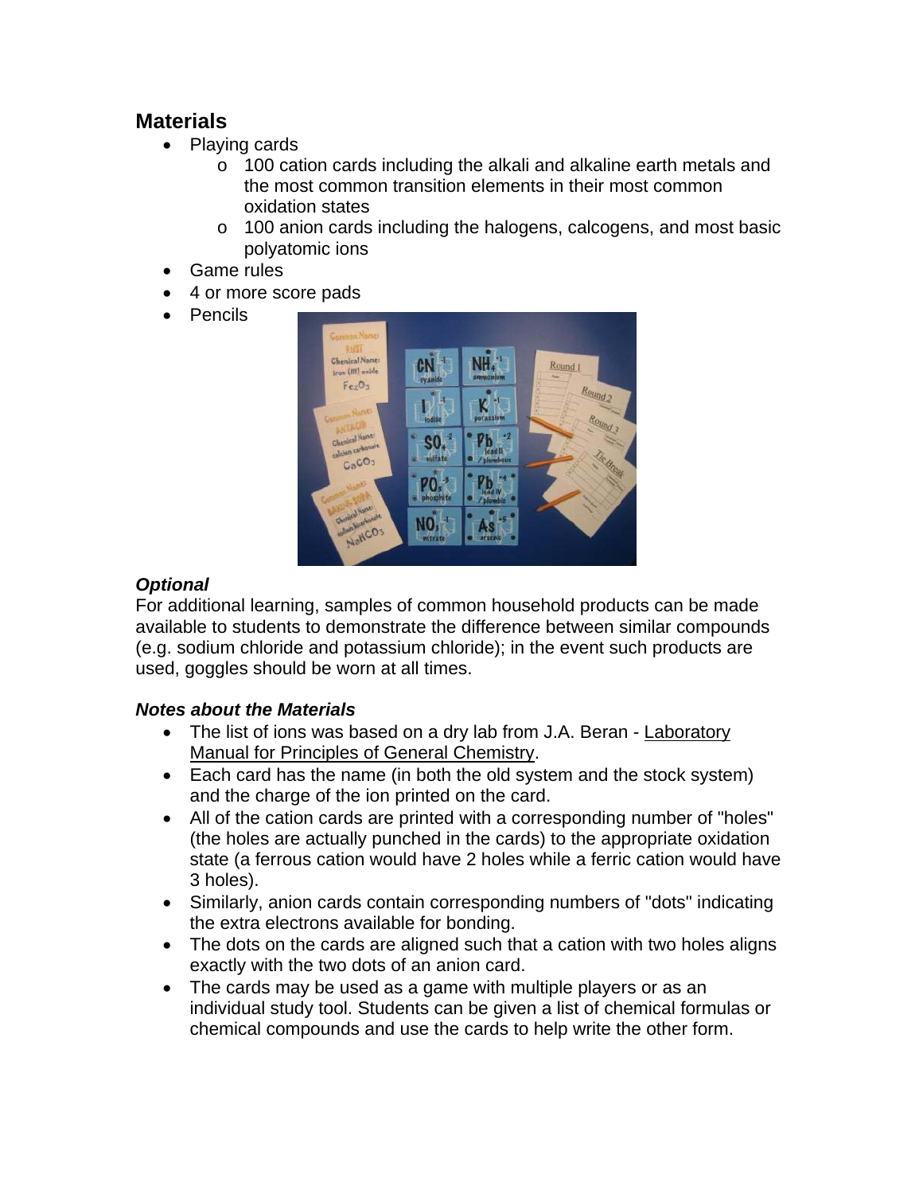## Materials

- Playing cards
  - 100 cation cards including the alkali and alkaline earth metals and the most common transition elements in their most common oxidation states
  - 100 anion cards including the halogens, calcogens, and most basic polyatomic ions
- Game rules
- 4 or more score pads
- Pencils

### *Optional*

For additional learning, samples of common household products can be made available to students to demonstrate the difference between similar compounds (e.g. sodium chloride and potassium chloride); in the event such products are used, goggles should be worn at all times.

### *Notes about the Materials*

- The list of ions was based on a dry lab from J.A. Beran - Laboratory Manual for Principles of General Chemistry.
- Each card has the name (in both the old system and the stock system) and the charge of the ion printed on the card.
- All of the cation cards are printed with a corresponding number of "holes" (the holes are actually punched in the cards) to the appropriate oxidation state (a ferrous cation would have 2 holes while a ferric cation would have 3 holes).
- Similarly, anion cards contain corresponding numbers of "dots" indicating the extra electrons available for bonding.
- The dots on the cards are aligned such that a cation with two holes aligns exactly with the two dots of an anion card.
- The cards may be used as a game with multiple players or as an individual study tool. Students can be given a list of chemical formulas or chemical compounds and use the cards to help write the other form.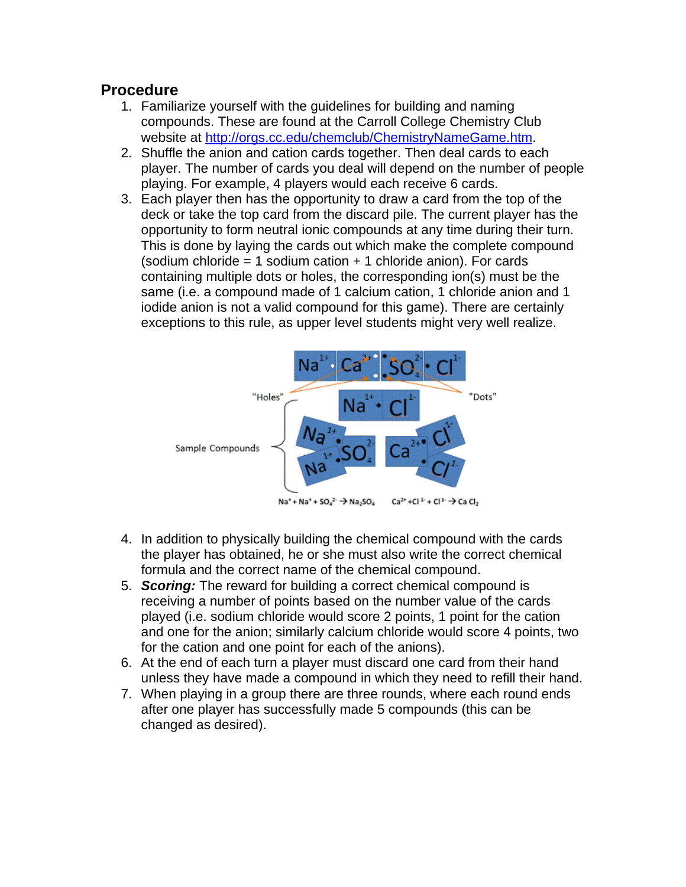## Procedure

1. Familiarize yourself with the guidelines for building and naming compounds. These are found at the Carroll College Chemistry Club website at http://orgs.cc.edu/chemclub/ChemistryNameGame.htm.
2. Shuffle the anion and cation cards together. Then deal cards to each player. The number of cards you deal will depend on the number of people playing. For example, 4 players would each receive 6 cards.
3. Each player then has the opportunity to draw a card from the top of the deck or take the top card from the discard pile. The current player has the opportunity to form neutral ionic compounds at any time during their turn. This is done by laying the cards out which make the complete compound (sodium chloride = 1 sodium cation + 1 chloride anion). For cards containing multiple dots or holes, the corresponding ion(s) must be the same (i.e. a compound made of 1 calcium cation, 1 chloride anion and 1 iodide anion is not a valid compound for this game). There are certainly exceptions to this rule, as upper level students might very well realize.

$Na^{+} + Na^{+} + SO_4^{2-} \rightarrow Na_2SO_4$ $Ca^{2+} + Cl^{1-} + Cl^{1-} \rightarrow CaCl_2$

4. In addition to physically building the chemical compound with the cards the player has obtained, he or she must also write the correct chemical formula and the correct name of the chemical compound.
5. ***Scoring:*** The reward for building a correct chemical compound is receiving a number of points based on the number value of the cards played (i.e. sodium chloride would score 2 points, 1 point for the cation and one for the anion; similarly calcium chloride would score 4 points, two for the cation and one point for each of the anions).
6. At the end of each turn a player must discard one card from their hand unless they have made a compound in which they need to refill their hand.
7. When playing in a group there are three rounds, where each round ends after one player has successfully made 5 compounds (this can be changed as desired).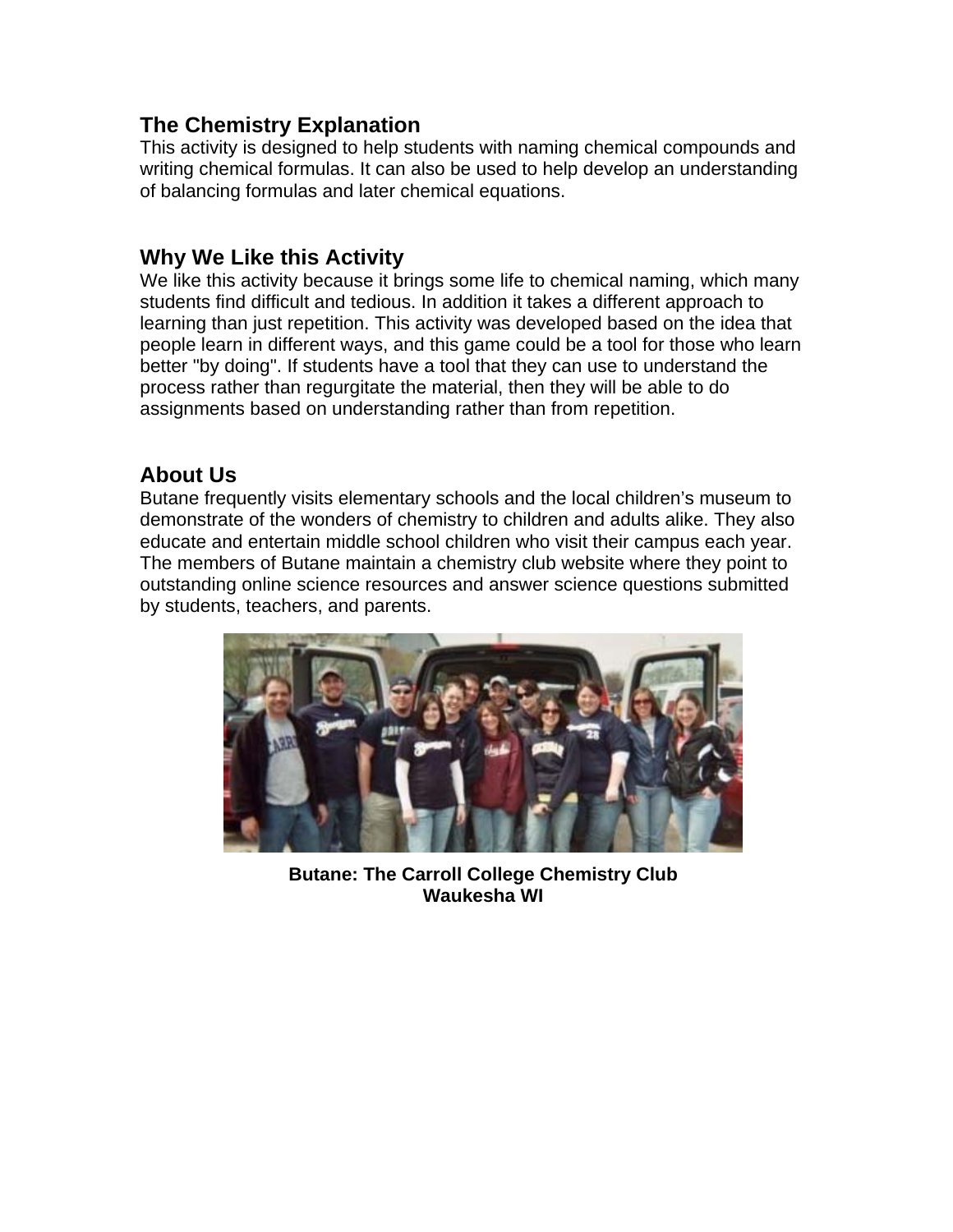## The Chemistry Explanation

This activity is designed to help students with naming chemical compounds and writing chemical formulas. It can also be used to help develop an understanding of balancing formulas and later chemical equations.

## Why We Like this Activity

We like this activity because it brings some life to chemical naming, which many students find difficult and tedious. In addition it takes a different approach to learning than just repetition. This activity was developed based on the idea that people learn in different ways, and this game could be a tool for those who learn better "by doing". If students have a tool that they can use to understand the process rather than regurgitate the material, then they will be able to do assignments based on understanding rather than from repetition.

## About Us

Butane frequently visits elementary schools and the local children's museum to demonstrate of the wonders of chemistry to children and adults alike. They also educate and entertain middle school children who visit their campus each year. The members of Butane maintain a chemistry club website where they point to outstanding online science resources and answer science questions submitted by students, teachers, and parents.

**Butane: The Carroll College Chemistry Club**
**Waukesha WI**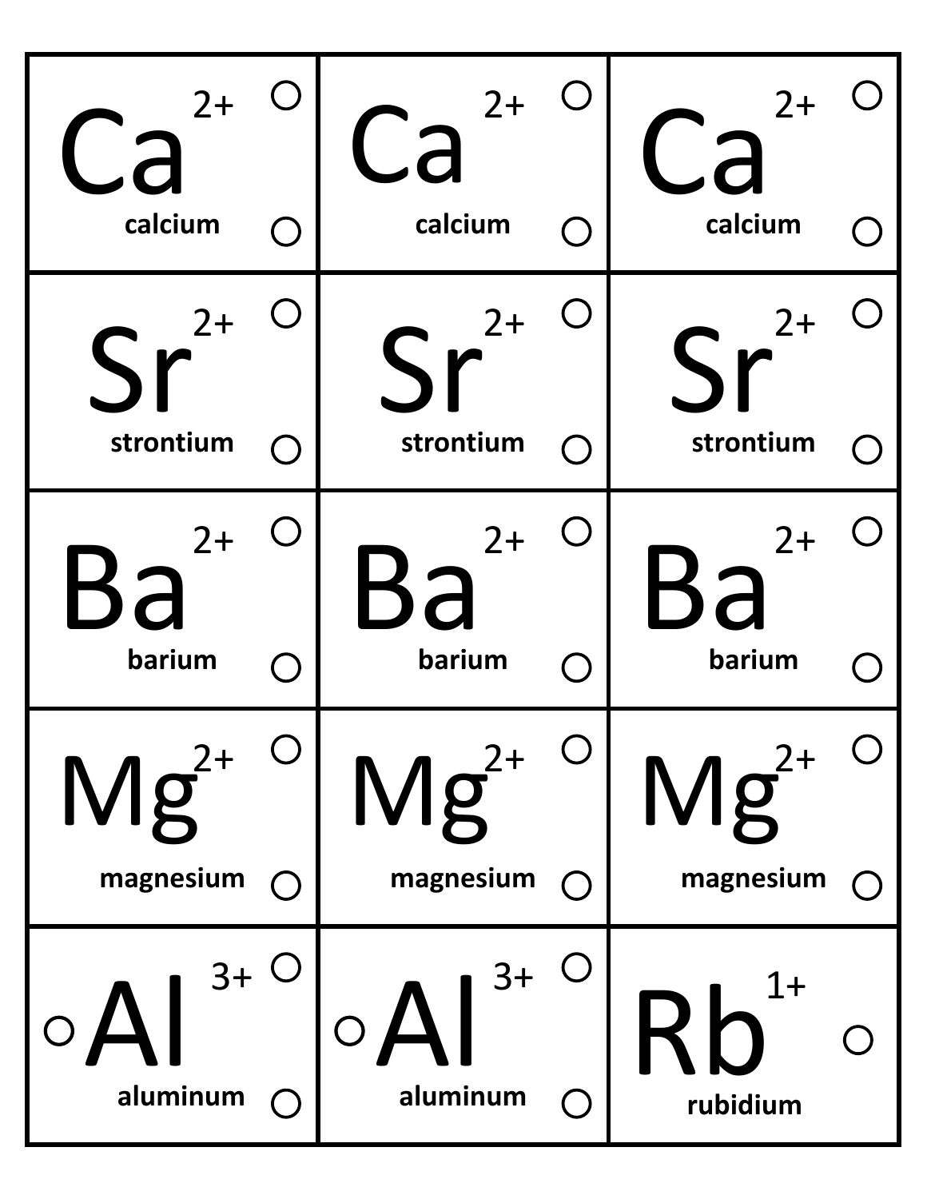| | | |
|---|---|---|
| $Ca^{2+}$ calcium | $Ca^{2+}$ calcium | $Ca^{2+}$ calcium |
| $Sr^{2+}$ strontium | $Sr^{2+}$ strontium | $Sr^{2+}$ strontium |
| $Ba^{2+}$ barium | $Ba^{2+}$ barium | $Ba^{2+}$ barium |
| $Mg^{2+}$ magnesium | $Mg^{2+}$ magnesium | $Mg^{2+}$ magnesium |
| $Al^{3+}$ aluminum | $Al^{3+}$ aluminum | $Rb^{1+}$ rubidium |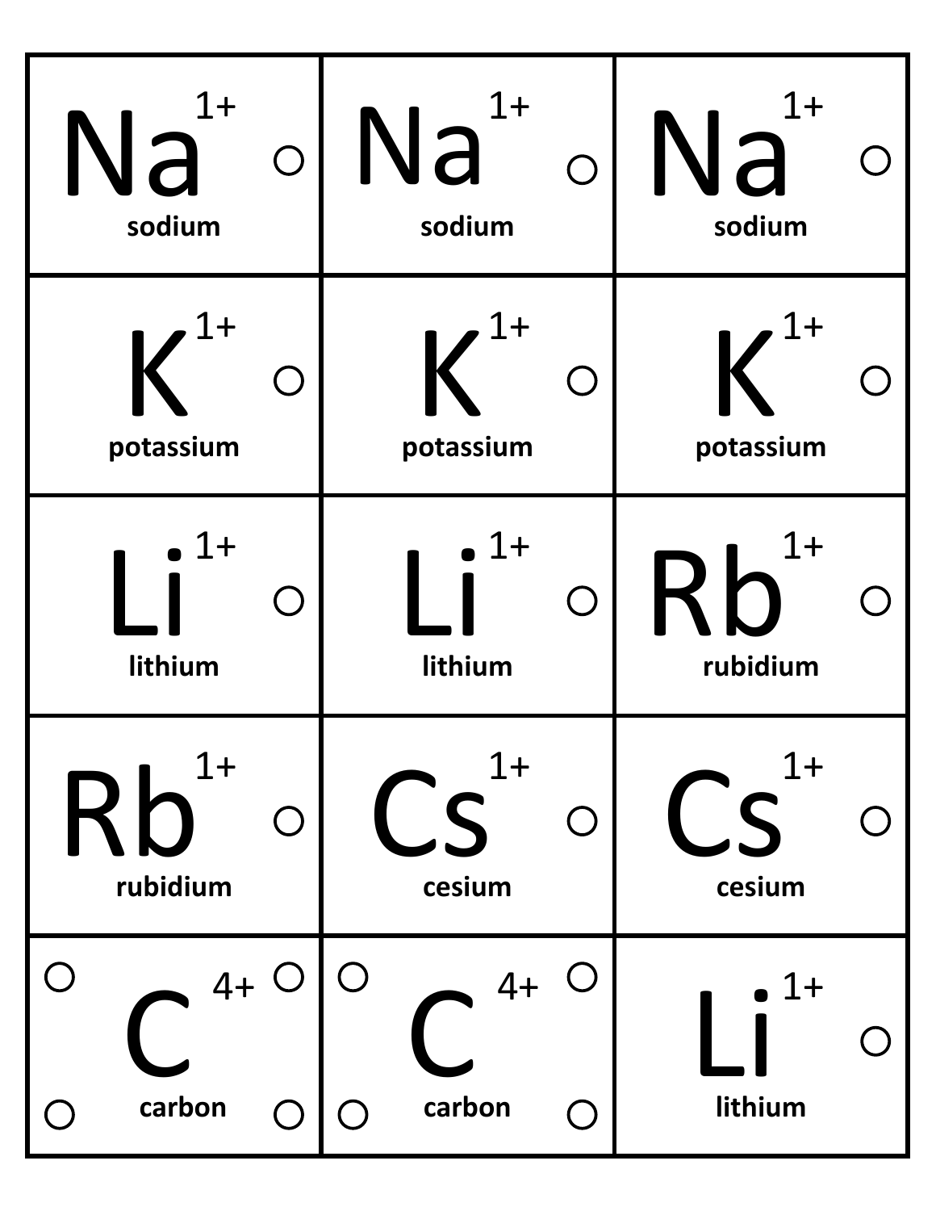| | | |
|---|---|---|
| $Na^{1+}$ ○ sodium | $Na^{1+}$ ○ sodium | $Na^{1+}$ ○ sodium |
| $K^{1+}$ ○ potassium | $K^{1+}$ ○ potassium | $K^{1+}$ ○ potassium |
| $Li^{1+}$ ○ lithium | $Li^{1+}$ ○ lithium | $Rb^{1+}$ ○ rubidium |
| $Rb^{1+}$ ○ rubidium | $Cs^{1+}$ ○ cesium | $Cs^{1+}$ ○ cesium |
| ○ ○ $C^{4+}$ ○ ○ carbon | ○ ○ $C^{4+}$ ○ ○ carbon | $Li^{1+}$ ○ lithium |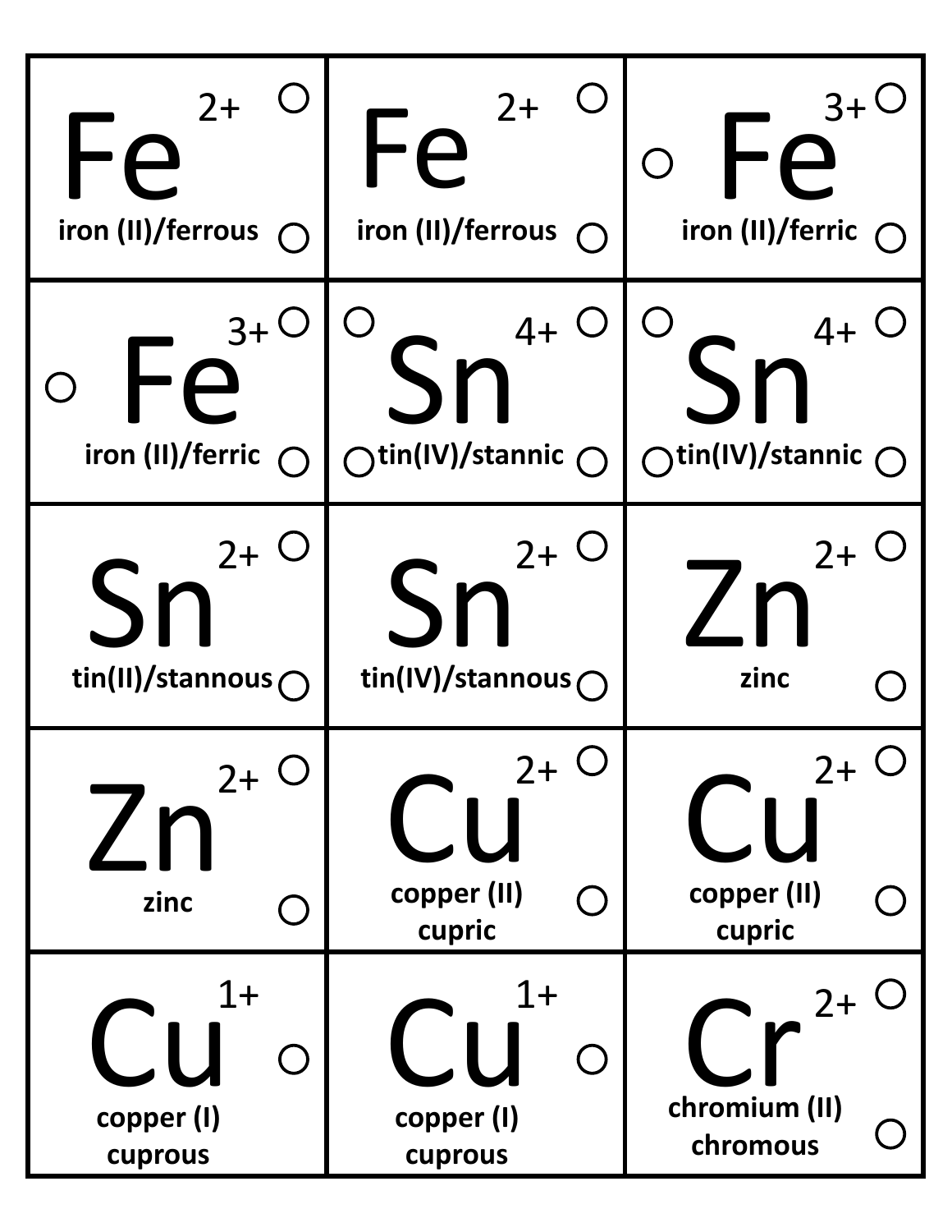| | | |
|---|---|---|
| $Fe^{2+}$ iron (II)/ferrous | $Fe^{2+}$ iron (II)/ferrous | $Fe^{3+}$ iron (II)/ferric |
| $Fe^{3+}$ iron (II)/ferric | $Sn^{4+}$ tin(IV)/stannic | $Sn^{4+}$ tin(IV)/stannic |
| $Sn^{2+}$ tin(II)/stannous | $Sn^{2+}$ tin(IV)/stannous | $Zn^{2+}$ zinc |
| $Zn^{2+}$ zinc | $Cu^{2+}$ copper (II) cupric | $Cu^{2+}$ copper (II) cupric |
| $Cu^{1+}$ copper (I) cuprous | $Cu^{1+}$ copper (I) cuprous | $Cr^{2+}$ chromium (II) chromous |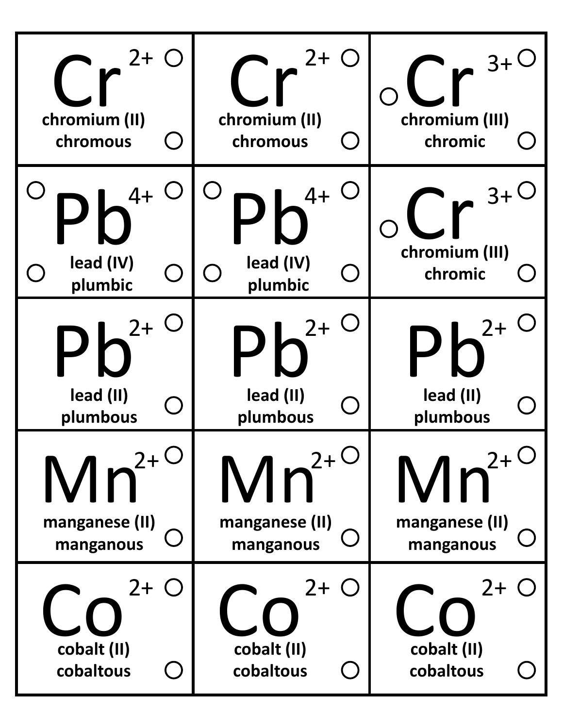| | | |
|---|---|---|
| $Cr^{2+}$ chromium (II) chromous | $Cr^{2+}$ chromium (II) chromous | $Cr^{3+}$ chromium (III) chromic |
| $Pb^{4+}$ lead (IV) plumbic | $Pb^{4+}$ lead (IV) plumbic | $Cr^{3+}$ chromium (III) chromic |
| $Pb^{2+}$ lead (II) plumbous | $Pb^{2+}$ lead (II) plumbous | $Pb^{2+}$ lead (II) plumbous |
| $Mn^{2+}$ manganese (II) manganous | $Mn^{2+}$ manganese (II) manganous | $Mn^{2+}$ manganese (II) manganous |
| $Co^{2+}$ cobalt (II) cobaltous | $Co^{2+}$ cobalt (II) cobaltous | $Co^{2+}$ cobalt (II) cobaltous |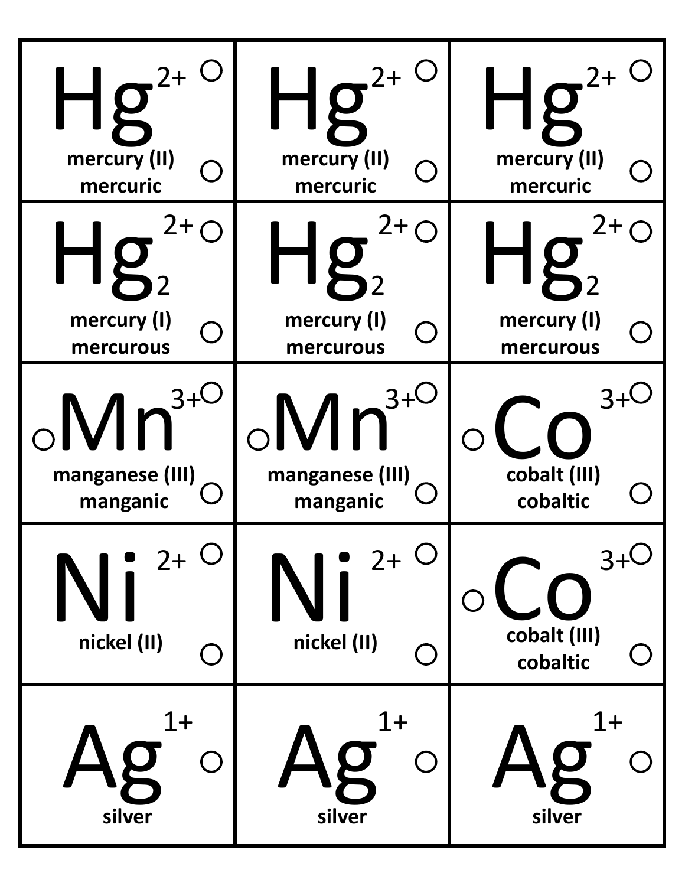| | | |
|---|---|---|
| $Hg^{2+}$ mercury (II) mercuric | $Hg^{2+}$ mercury (II) mercuric | $Hg^{2+}$ mercury (II) mercuric |
| $Hg_2^{2+}$ mercury (I) mercurous | $Hg_2^{2+}$ mercury (I) mercurous | $Hg_2^{2+}$ mercury (I) mercurous |
| $Mn^{3+}$ manganese (III) manganic | $Mn^{3+}$ manganese (III) manganic | $Co^{3+}$ cobalt (III) cobaltic |
| $Ni^{2+}$ nickel (II) | $Ni^{2+}$ nickel (II) | $Co^{3+}$ cobalt (III) cobaltic |
| $Ag^{1+}$ silver | $Ag^{1+}$ silver | $Ag^{1+}$ silver |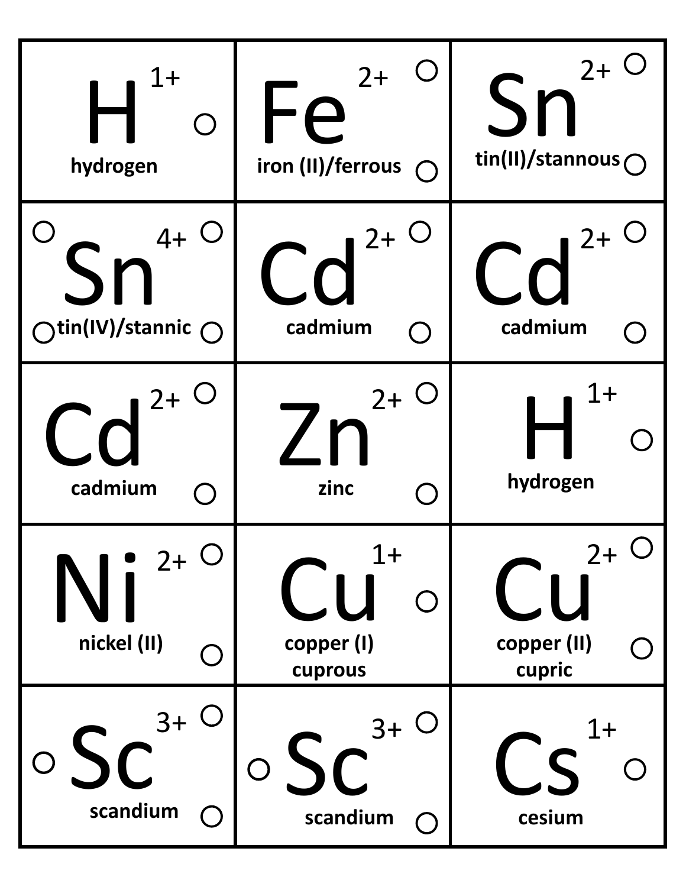| | | |
|---|---|---|
| $H^{1+}$ hydrogen | $Fe^{2+}$ iron (II)/ferrous | $Sn^{2+}$ tin(II)/stannous |
| $Sn^{4+}$ tin(IV)/stannic | $Cd^{2+}$ cadmium | $Cd^{2+}$ cadmium |
| $Cd^{2+}$ cadmium | $Zn^{2+}$ zinc | $H^{1+}$ hydrogen |
| $Ni^{2+}$ nickel (II) | $Cu^{1+}$ copper (I) cuprous | $Cu^{2+}$ copper (II) cupric |
| $Sc^{3+}$ scandium | $Sc^{3+}$ scandium | $Cs^{1+}$ cesium |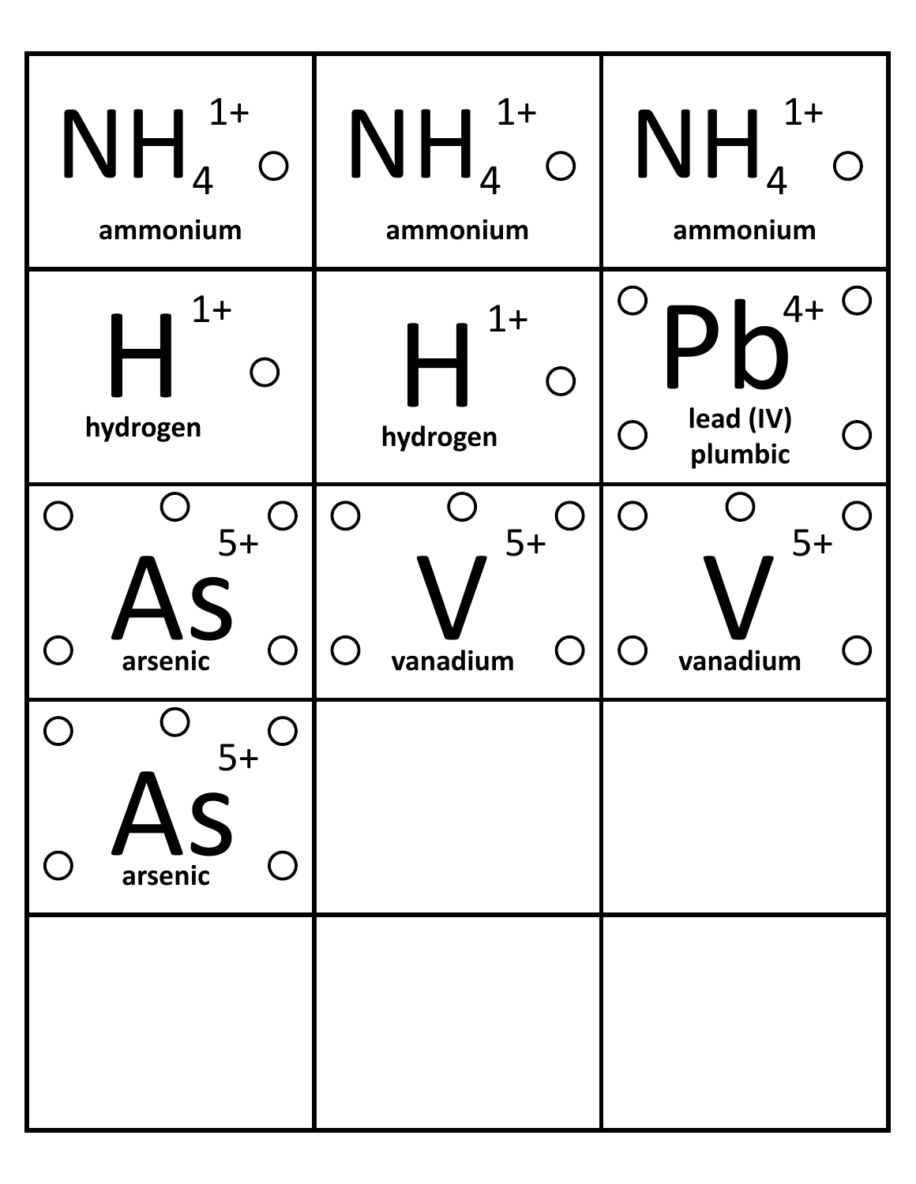| | | |
|---|---|---|
| $NH_4^{1+}$ ammonium | $NH_4^{1+}$ ammonium | $NH_4^{1+}$ ammonium |
| $H^{1+}$ hydrogen | $H^{1+}$ hydrogen | $Pb^{4+}$ lead (IV) plumbic |
| $As^{5+}$ arsenic | $V^{5+}$ vanadium | $V^{5+}$ vanadium |
| $As^{5+}$ arsenic | | |
| | | |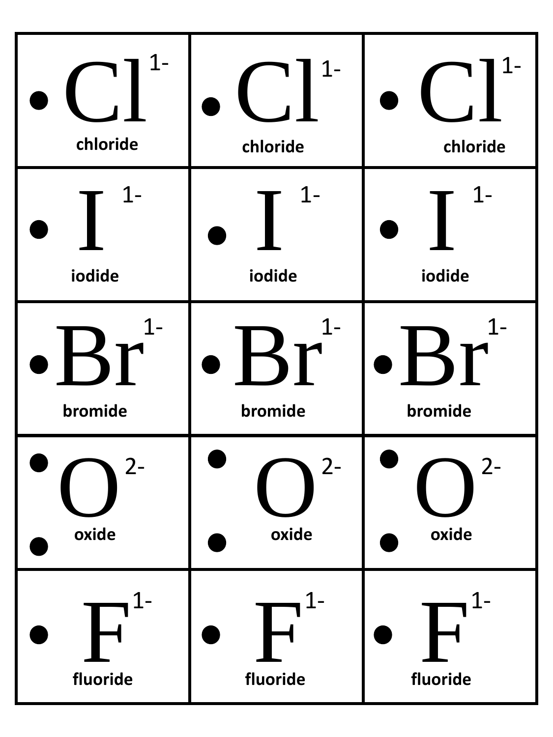| | | |
|---|---|---|
| • $Cl^{1-}$ chloride | • $Cl^{1-}$ chloride | • $Cl^{1-}$ chloride |
| • $I^{1-}$ iodide | • $I^{1-}$ iodide | • $I^{1-}$ iodide |
| • $Br^{1-}$ bromide | • $Br^{1-}$ bromide | • $Br^{1-}$ bromide |
| : $O^{2-}$ oxide | : $O^{2-}$ oxide | : $O^{2-}$ oxide |
| • $F^{1-}$ fluoride | • $F^{1-}$ fluoride | • $F^{1-}$ fluoride |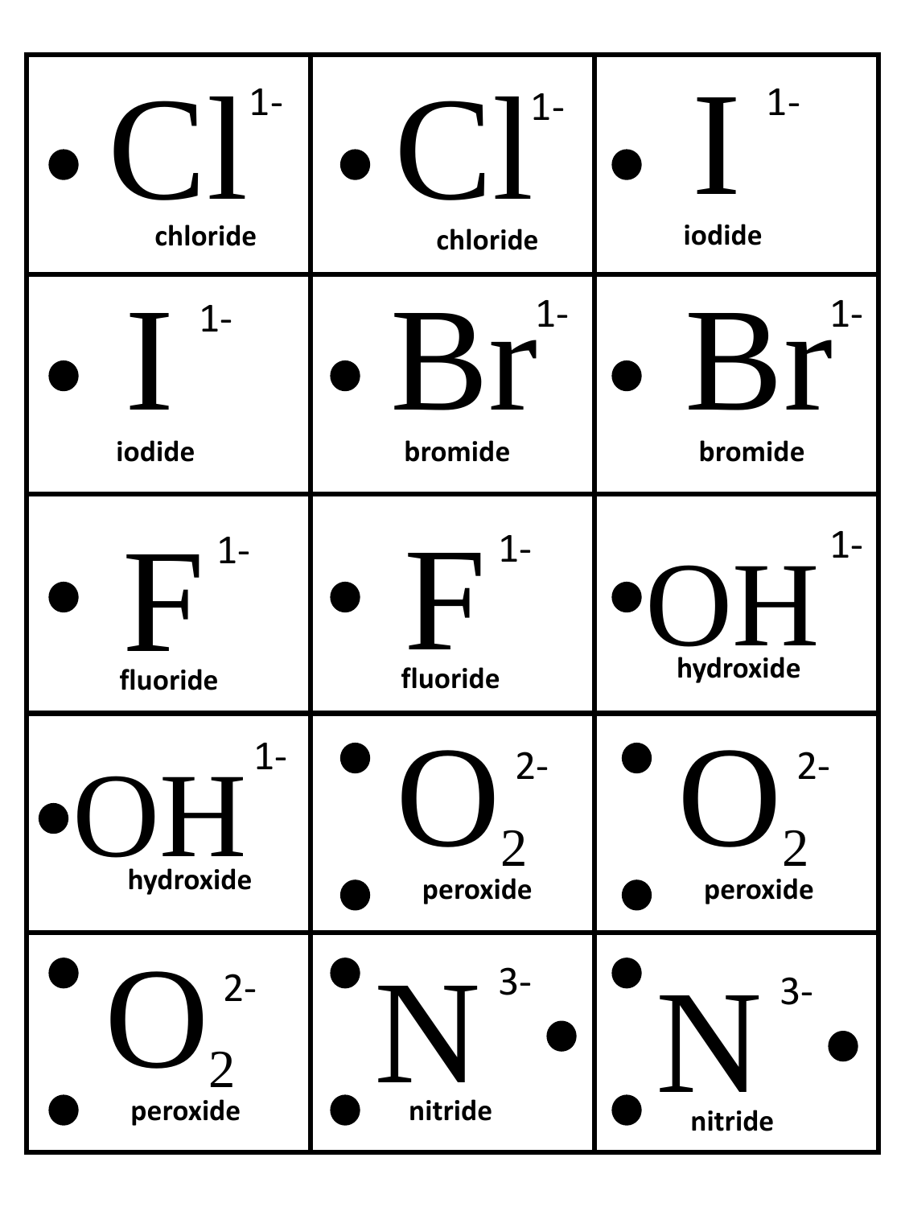| | | |
|---|---|---|
| • $Cl^{1-}$ chloride | • $Cl^{1-}$ chloride | • $I^{1-}$ iodide |
| • $I^{1-}$ iodide | • $Br^{1-}$ bromide | • $Br^{1-}$ bromide |
| • $F^{1-}$ fluoride | • $F^{1-}$ fluoride | • $OH^{1-}$ hydroxide |
| • $OH^{1-}$ hydroxide | • • $O_2^{2-}$ peroxide | • • $O_2^{2-}$ peroxide |
| • • $O_2^{2-}$ peroxide | • • $N^{3-}$ • nitride | • • $N^{3-}$ • nitride |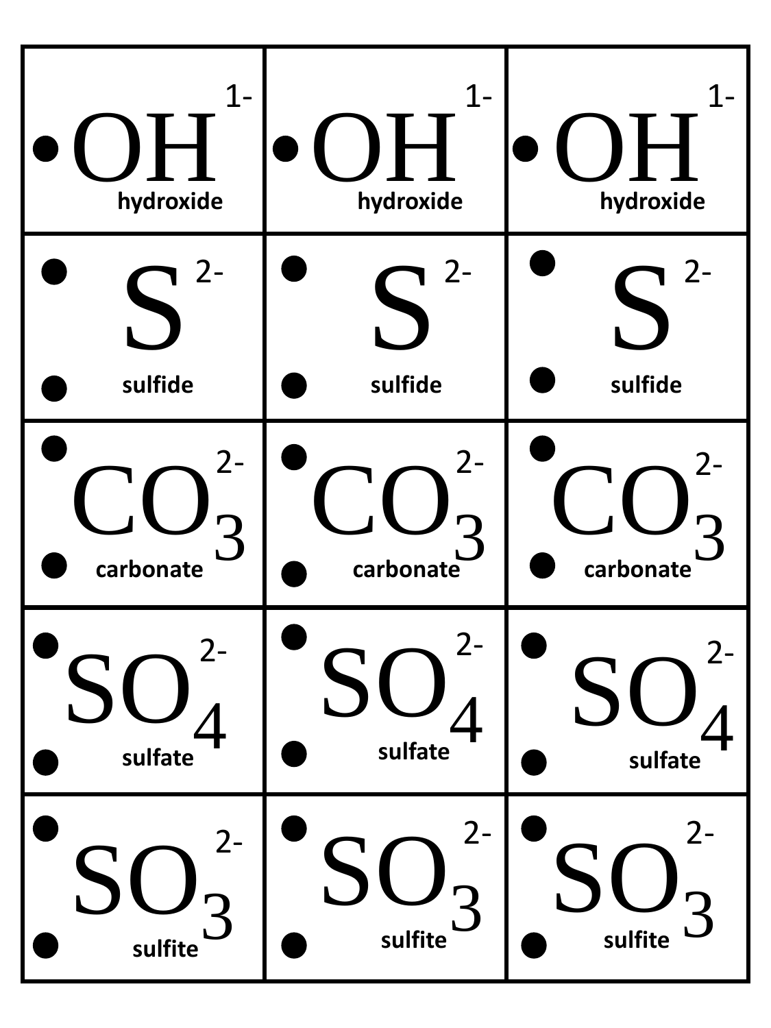| | | |
|---|---|---|
| $OH^{1-}$ hydroxide | $OH^{1-}$ hydroxide | $OH^{1-}$ hydroxide |
| $S^{2-}$ sulfide | $S^{2-}$ sulfide | $S^{2-}$ sulfide |
| $CO_3^{2-}$ carbonate | $CO_3^{2-}$ carbonate | $CO_3^{2-}$ carbonate |
| $SO_4^{2-}$ sulfate | $SO_4^{2-}$ sulfate | $SO_4^{2-}$ sulfate |
| $SO_3^{2-}$ sulfite | $SO_3^{2-}$ sulfite | $SO_3^{2-}$ sulfite |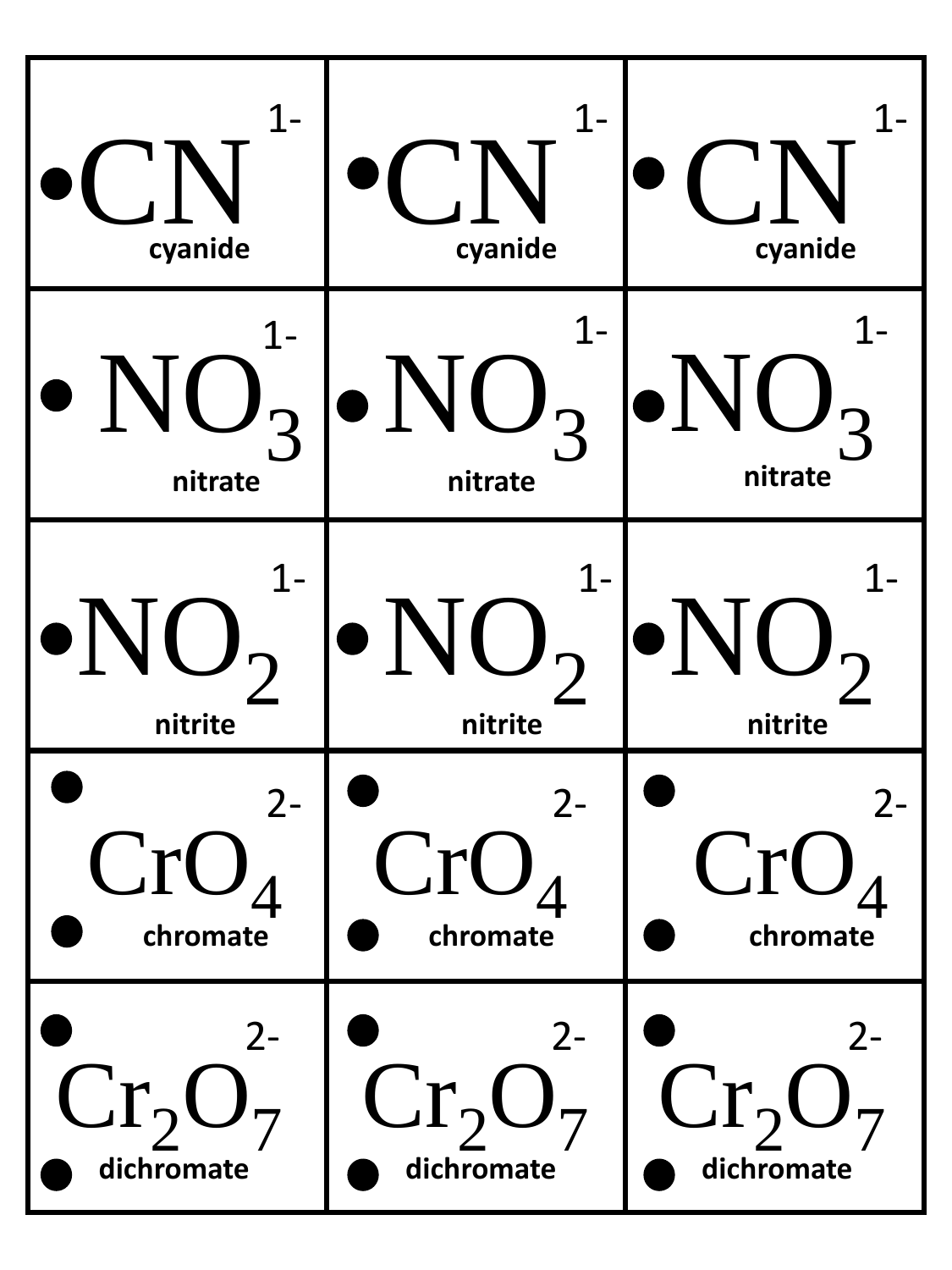| | | |
|---|---|---|
| •$CN^{1-}$ cyanide | •$CN^{1-}$ cyanide | •$CN^{1-}$ cyanide |
| •$NO_3^{1-}$ nitrate | •$NO_3^{1-}$ nitrate | •$NO_3^{1-}$ nitrate |
| •$NO_2^{1-}$ nitrite | •$NO_2^{1-}$ nitrite | •$NO_2^{1-}$ nitrite |
| ••$CrO_4^{2-}$ chromate | ••$CrO_4^{2-}$ chromate | ••$CrO_4^{2-}$ chromate |
| ••$Cr_2O_7^{2-}$ dichromate | ••$Cr_2O_7^{2-}$ dichromate | ••$Cr_2O_7^{2-}$ dichromate |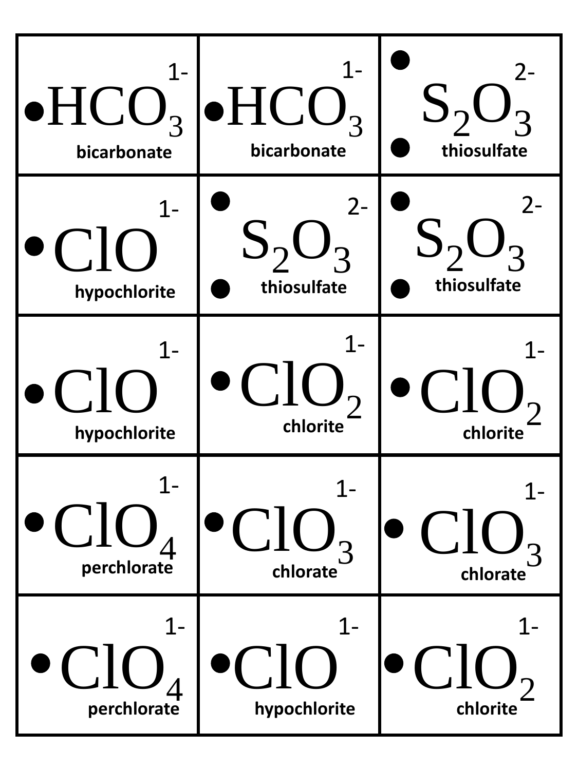| | | |
|---|---|---|
| • $HCO_3^{1-}$ bicarbonate | • $HCO_3^{1-}$ bicarbonate | • • $S_2O_3^{2-}$ thiosulfate |
| • $ClO^{1-}$ hypochlorite | • • $S_2O_3^{2-}$ thiosulfate | • • $S_2O_3^{2-}$ thiosulfate |
| • $ClO^{1-}$ hypochlorite | • $ClO_2^{1-}$ chlorite | • $ClO_2^{1-}$ chlorite |
| • $ClO_4^{1-}$ perchlorate | • $ClO_3^{1-}$ chlorate | • $ClO_3^{1-}$ chlorate |
| • $ClO_4^{1-}$ perchlorate | • $ClO^{1-}$ hypochlorite | • $ClO_2^{1-}$ chlorite |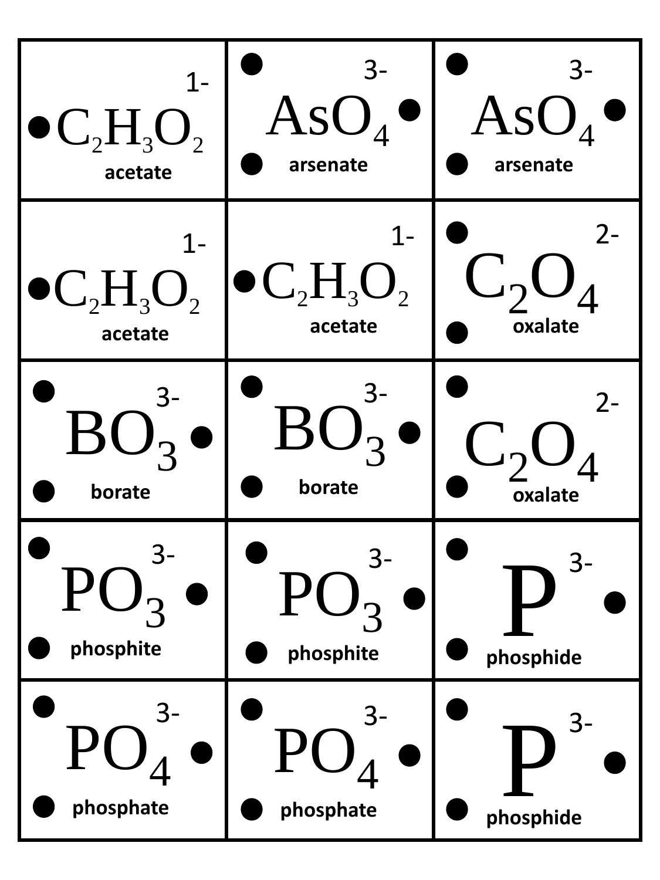| | | |
|---|---|---|
| $C_2H_3O_2^{1-}$ acetate | $AsO_4^{3-}$ arsenate | $AsO_4^{3-}$ arsenate |
| $C_2H_3O_2^{1-}$ acetate | $C_2H_3O_2^{1-}$ acetate | $C_2O_4^{2-}$ oxalate |
| $BO_3^{3-}$ borate | $BO_3^{3-}$ borate | $C_2O_4^{2-}$ oxalate |
| $PO_3^{3-}$ phosphite | $PO_3^{3-}$ phosphite | $P^{3-}$ phosphide |
| $PO_4^{3-}$ phosphate | $PO_4^{3-}$ phosphate | $P^{3-}$ phosphide |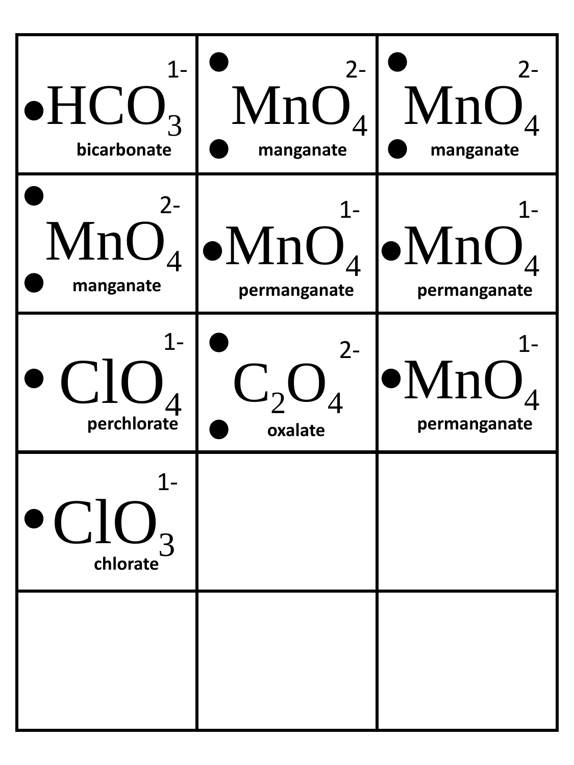| | | |
|---|---|---|
| $HCO_3^{1-}$ bicarbonate | $MnO_4^{2-}$ manganate | $MnO_4^{2-}$ manganate |
| $MnO_4^{2-}$ manganate | $MnO_4^{1-}$ permanganate | $MnO_4^{1-}$ permanganate |
| $ClO_4^{1-}$ perchlorate | $C_2O_4^{2-}$ oxalate | $MnO_4^{1-}$ permanganate |
| $ClO_3^{1-}$ chlorate | | |
| | | |